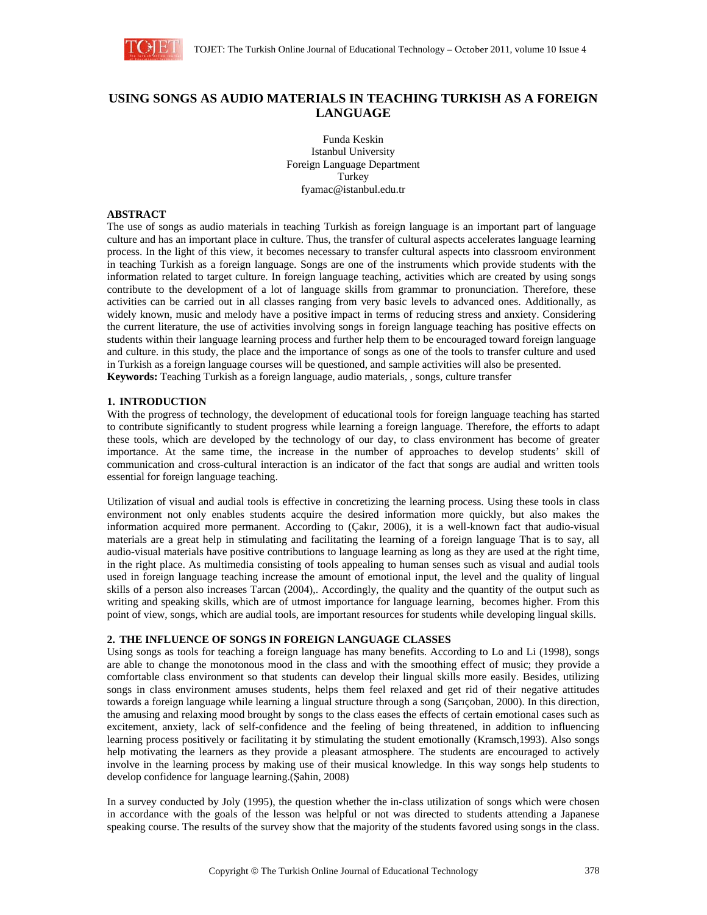# USING SONGS AS AUDIO MATERIALS IN TEACHING TURKISH AS A FOREIGN LANGUAGE

Funda Keskin
Istanbul University
Foreign Language Department
Turkey
fyamac@istanbul.edu.tr

## ABSTRACT

The use of songs as audio materials in teaching Turkish as foreign language is an important part of language culture and has an important place in culture. Thus, the transfer of cultural aspects accelerates language learning process. In the light of this view, it becomes necessary to transfer cultural aspects into classroom environment in teaching Turkish as a foreign language. Songs are one of the instruments which provide students with the information related to target culture. In foreign language teaching, activities which are created by using songs contribute to the development of a lot of language skills from grammar to pronunciation. Therefore, these activities can be carried out in all classes ranging from very basic levels to advanced ones. Additionally, as widely known, music and melody have a positive impact in terms of reducing stress and anxiety. Considering the current literature, the use of activities involving songs in foreign language teaching has positive effects on students within their language learning process and further help them to be encouraged toward foreign language and culture. in this study, the place and the importance of songs as one of the tools to transfer culture and used in Turkish as a foreign language courses will be questioned, and sample activities will also be presented.

**Keywords:** Teaching Turkish as a foreign language, audio materials, , songs, culture transfer

## 1. INTRODUCTION

With the progress of technology, the development of educational tools for foreign language teaching has started to contribute significantly to student progress while learning a foreign language. Therefore, the efforts to adapt these tools, which are developed by the technology of our day, to class environment has become of greater importance. At the same time, the increase in the number of approaches to develop students' skill of communication and cross-cultural interaction is an indicator of the fact that songs are audial and written tools essential for foreign language teaching.

Utilization of visual and audial tools is effective in concretizing the learning process. Using these tools in class environment not only enables students acquire the desired information more quickly, but also makes the information acquired more permanent. According to (Çakır, 2006), it is a well-known fact that audio-visual materials are a great help in stimulating and facilitating the learning of a foreign language That is to say, all audio-visual materials have positive contributions to language learning as long as they are used at the right time, in the right place. As multimedia consisting of tools appealing to human senses such as visual and audial tools used in foreign language teaching increase the amount of emotional input, the level and the quality of lingual skills of a person also increases Tarcan (2004),. Accordingly, the quality and the quantity of the output such as writing and speaking skills, which are of utmost importance for language learning, becomes higher. From this point of view, songs, which are audial tools, are important resources for students while developing lingual skills.

## 2. THE INFLUENCE OF SONGS IN FOREIGN LANGUAGE CLASSES

Using songs as tools for teaching a foreign language has many benefits. According to Lo and Li (1998), songs are able to change the monotonous mood in the class and with the smoothing effect of music; they provide a comfortable class environment so that students can develop their lingual skills more easily. Besides, utilizing songs in class environment amuses students, helps them feel relaxed and get rid of their negative attitudes towards a foreign language while learning a lingual structure through a song (Sarıçoban, 2000). In this direction, the amusing and relaxing mood brought by songs to the class eases the effects of certain emotional cases such as excitement, anxiety, lack of self-confidence and the feeling of being threatened, in addition to influencing learning process positively or facilitating it by stimulating the student emotionally (Kramsch,1993). Also songs help motivating the learners as they provide a pleasant atmosphere. The students are encouraged to actively involve in the learning process by making use of their musical knowledge. In this way songs help students to develop confidence for language learning.(Şahin, 2008)

In a survey conducted by Joly (1995), the question whether the in-class utilization of songs which were chosen in accordance with the goals of the lesson was helpful or not was directed to students attending a Japanese speaking course. The results of the survey show that the majority of the students favored using songs in the class.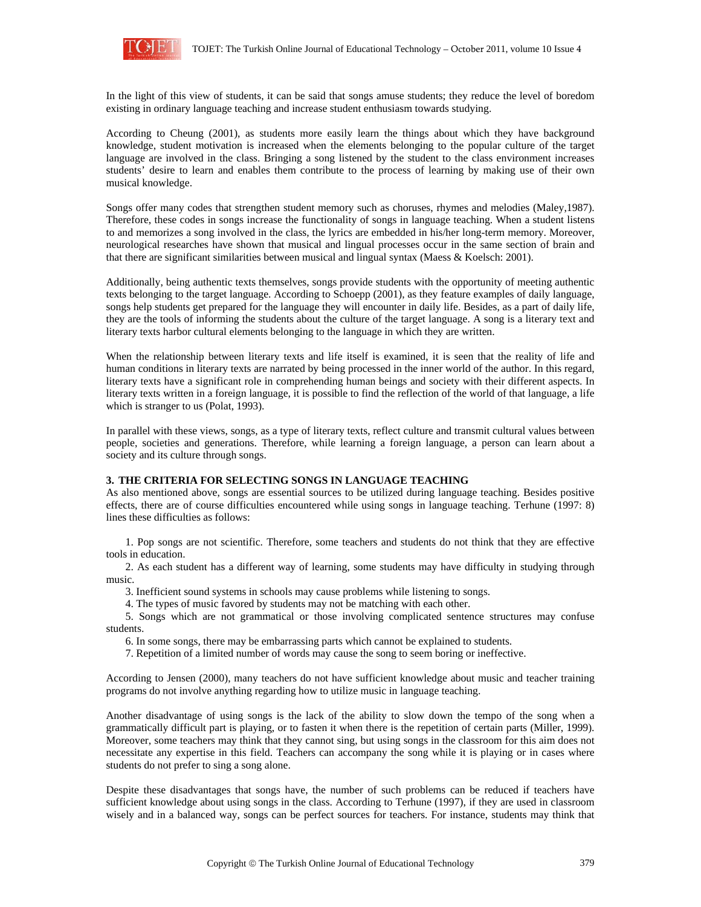In the light of this view of students, it can be said that songs amuse students; they reduce the level of boredom existing in ordinary language teaching and increase student enthusiasm towards studying.

According to Cheung (2001), as students more easily learn the things about which they have background knowledge, student motivation is increased when the elements belonging to the popular culture of the target language are involved in the class. Bringing a song listened by the student to the class environment increases students' desire to learn and enables them contribute to the process of learning by making use of their own musical knowledge.

Songs offer many codes that strengthen student memory such as choruses, rhymes and melodies (Maley,1987). Therefore, these codes in songs increase the functionality of songs in language teaching. When a student listens to and memorizes a song involved in the class, the lyrics are embedded in his/her long-term memory. Moreover, neurological researches have shown that musical and lingual processes occur in the same section of brain and that there are significant similarities between musical and lingual syntax (Maess & Koelsch: 2001).

Additionally, being authentic texts themselves, songs provide students with the opportunity of meeting authentic texts belonging to the target language. According to Schoepp (2001), as they feature examples of daily language, songs help students get prepared for the language they will encounter in daily life. Besides, as a part of daily life, they are the tools of informing the students about the culture of the target language. A song is a literary text and literary texts harbor cultural elements belonging to the language in which they are written.

When the relationship between literary texts and life itself is examined, it is seen that the reality of life and human conditions in literary texts are narrated by being processed in the inner world of the author. In this regard, literary texts have a significant role in comprehending human beings and society with their different aspects. In literary texts written in a foreign language, it is possible to find the reflection of the world of that language, a life which is stranger to us (Polat, 1993).

In parallel with these views, songs, as a type of literary texts, reflect culture and transmit cultural values between people, societies and generations. Therefore, while learning a foreign language, a person can learn about a society and its culture through songs.

## 3. THE CRITERIA FOR SELECTING SONGS IN LANGUAGE TEACHING

As also mentioned above, songs are essential sources to be utilized during language teaching. Besides positive effects, there are of course difficulties encountered while using songs in language teaching. Terhune (1997: 8) lines these difficulties as follows:

1. Pop songs are not scientific. Therefore, some teachers and students do not think that they are effective tools in education.
2. As each student has a different way of learning, some students may have difficulty in studying through music.
3. Inefficient sound systems in schools may cause problems while listening to songs.
4. The types of music favored by students may not be matching with each other.
5. Songs which are not grammatical or those involving complicated sentence structures may confuse students.
6. In some songs, there may be embarrassing parts which cannot be explained to students.
7. Repetition of a limited number of words may cause the song to seem boring or ineffective.

According to Jensen (2000), many teachers do not have sufficient knowledge about music and teacher training programs do not involve anything regarding how to utilize music in language teaching.

Another disadvantage of using songs is the lack of the ability to slow down the tempo of the song when a grammatically difficult part is playing, or to fasten it when there is the repetition of certain parts (Miller, 1999). Moreover, some teachers may think that they cannot sing, but using songs in the classroom for this aim does not necessitate any expertise in this field. Teachers can accompany the song while it is playing or in cases where students do not prefer to sing a song alone.

Despite these disadvantages that songs have, the number of such problems can be reduced if teachers have sufficient knowledge about using songs in the class. According to Terhune (1997), if they are used in classroom wisely and in a balanced way, songs can be perfect sources for teachers. For instance, students may think that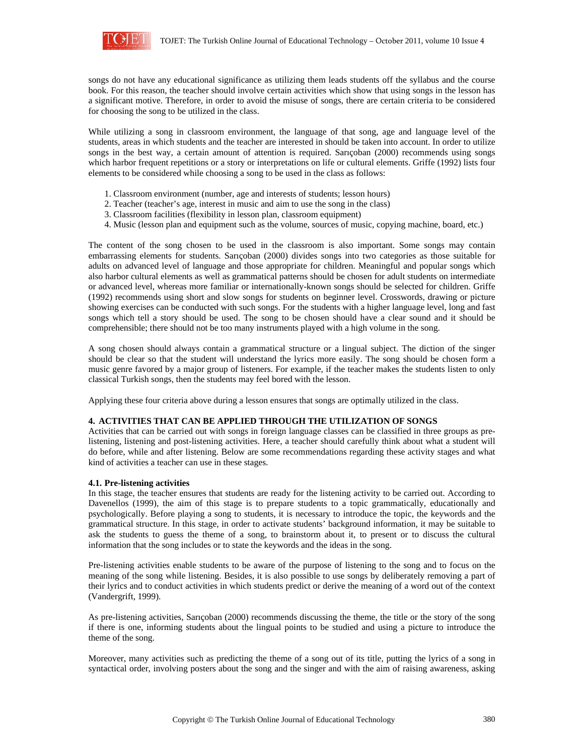songs do not have any educational significance as utilizing them leads students off the syllabus and the course book. For this reason, the teacher should involve certain activities which show that using songs in the lesson has a significant motive. Therefore, in order to avoid the misuse of songs, there are certain criteria to be considered for choosing the song to be utilized in the class.

While utilizing a song in classroom environment, the language of that song, age and language level of the students, areas in which students and the teacher are interested in should be taken into account. In order to utilize songs in the best way, a certain amount of attention is required. Sarıçoban (2000) recommends using songs which harbor frequent repetitions or a story or interpretations on life or cultural elements. Griffe (1992) lists four elements to be considered while choosing a song to be used in the class as follows:

1. Classroom environment (number, age and interests of students; lesson hours)
2. Teacher (teacher's age, interest in music and aim to use the song in the class)
3. Classroom facilities (flexibility in lesson plan, classroom equipment)
4. Music (lesson plan and equipment such as the volume, sources of music, copying machine, board, etc.)

The content of the song chosen to be used in the classroom is also important. Some songs may contain embarrassing elements for students. Sarıçoban (2000) divides songs into two categories as those suitable for adults on advanced level of language and those appropriate for children. Meaningful and popular songs which also harbor cultural elements as well as grammatical patterns should be chosen for adult students on intermediate or advanced level, whereas more familiar or internationally-known songs should be selected for children. Griffe (1992) recommends using short and slow songs for students on beginner level. Crosswords, drawing or picture showing exercises can be conducted with such songs. For the students with a higher language level, long and fast songs which tell a story should be used. The song to be chosen should have a clear sound and it should be comprehensible; there should not be too many instruments played with a high volume in the song.

A song chosen should always contain a grammatical structure or a lingual subject. The diction of the singer should be clear so that the student will understand the lyrics more easily. The song should be chosen form a music genre favored by a major group of listeners. For example, if the teacher makes the students listen to only classical Turkish songs, then the students may feel bored with the lesson.

Applying these four criteria above during a lesson ensures that songs are optimally utilized in the class.

## 4. ACTIVITIES THAT CAN BE APPLIED THROUGH THE UTILIZATION OF SONGS

Activities that can be carried out with songs in foreign language classes can be classified in three groups as pre-listening, listening and post-listening activities. Here, a teacher should carefully think about what a student will do before, while and after listening. Below are some recommendations regarding these activity stages and what kind of activities a teacher can use in these stages.

### 4.1. Pre-listening activities

In this stage, the teacher ensures that students are ready for the listening activity to be carried out. According to Davenellos (1999), the aim of this stage is to prepare students to a topic grammatically, educationally and psychologically. Before playing a song to students, it is necessary to introduce the topic, the keywords and the grammatical structure. In this stage, in order to activate students' background information, it may be suitable to ask the students to guess the theme of a song, to brainstorm about it, to present or to discuss the cultural information that the song includes or to state the keywords and the ideas in the song.

Pre-listening activities enable students to be aware of the purpose of listening to the song and to focus on the meaning of the song while listening. Besides, it is also possible to use songs by deliberately removing a part of their lyrics and to conduct activities in which students predict or derive the meaning of a word out of the context (Vandergrift, 1999).

As pre-listening activities, Sarıçoban (2000) recommends discussing the theme, the title or the story of the song if there is one, informing students about the lingual points to be studied and using a picture to introduce the theme of the song.

Moreover, many activities such as predicting the theme of a song out of its title, putting the lyrics of a song in syntactical order, involving posters about the song and the singer and with the aim of raising awareness, asking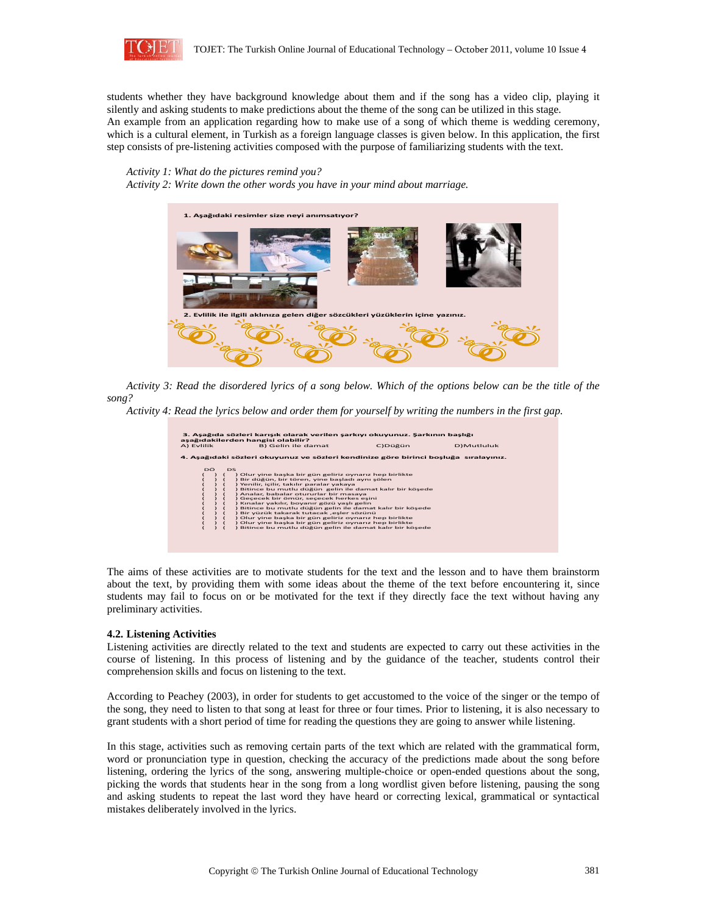students whether they have background knowledge about them and if the song has a video clip, playing it silently and asking students to make predictions about the theme of the song can be utilized in this stage.
An example from an application regarding how to make use of a song of which theme is wedding ceremony, which is a cultural element, in Turkish as a foreign language classes is given below. In this application, the first step consists of pre-listening activities composed with the purpose of familiarizing students with the text.

*Activity 1: What do the pictures remind you?*
*Activity 2: Write down the other words you have in your mind about marriage.*

1. Aşağıdaki resimler size neyi anımsatıyor?

2. Evlilik ile ilgili aklınıza gelen diğer sözcükleri yüzüklerin içine yazınız.

*Activity 3: Read the disordered lyrics of a song below. Which of the options below can be the title of the song?*
*Activity 4: Read the lyrics below and order them for yourself by writing the numbers in the first gap.*

3. Aşağıda sözleri karışık olarak verilen şarkıyı okuyunuz. Şarkının başlığı aşağıdakilerden hangisi olabilir?
A) Evlilik B) Gelin ile damat C)Düğün D)Mutluluk

4. Aşağıdaki sözleri okuyunuz ve sözleri kendinize göre birinci boşluğa sıralayınız.

DÖ DS
( ) ( ) Olur yine başka bir gün geliriz oynarız hep birlikte
( ) ( ) Bir düğün, bir tören, yine başladı aynı şölen
( ) ( ) Yenilir, içilir, takılır paralar yakaya
( ) ( ) Bitince bu mutlu düğün gelin ile damat kalır bir köşede
( ) ( ) Analar, babalar otururlar bir masaya
( ) ( ) Geçecek bir ömür, seçecek herkes eşini
( ) ( ) Kınalar yakılır, boyanır gözü yaşlı gelin
( ) ( ) Bitince bu mutlu düğün gelin ile damat kalır bir köşede
( ) ( ) Bir yüzük takarak tutacak ,eşler sözünü
( ) ( ) Olur yine başka bir gün geliriz oynarız hep birlikte
( ) ( ) Olur yine başka bir gün geliriz oynarız hep birlikte
( ) ( ) Bitince bu mutlu düğün gelin ile damat kalır bir köşede

The aims of these activities are to motivate students for the text and the lesson and to have them brainstorm about the text, by providing them with some ideas about the theme of the text before encountering it, since students may fail to focus on or be motivated for the text if they directly face the text without having any preliminary activities.

**4.2. Listening Activities**

Listening activities are directly related to the text and students are expected to carry out these activities in the course of listening. In this process of listening and by the guidance of the teacher, students control their comprehension skills and focus on listening to the text.

According to Peachey (2003), in order for students to get accustomed to the voice of the singer or the tempo of the song, they need to listen to that song at least for three or four times. Prior to listening, it is also necessary to grant students with a short period of time for reading the questions they are going to answer while listening.

In this stage, activities such as removing certain parts of the text which are related with the grammatical form, word or pronunciation type in question, checking the accuracy of the predictions made about the song before listening, ordering the lyrics of the song, answering multiple-choice or open-ended questions about the song, picking the words that students hear in the song from a long wordlist given before listening, pausing the song and asking students to repeat the last word they have heard or correcting lexical, grammatical or syntactical mistakes deliberately involved in the lyrics.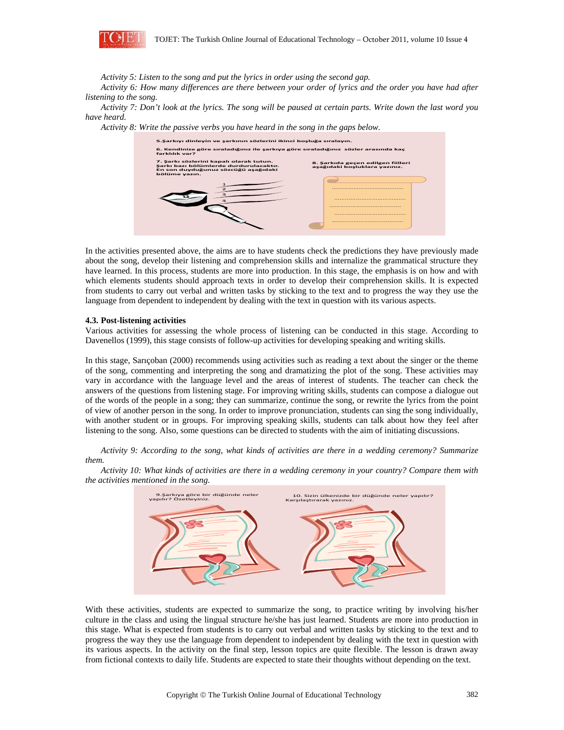*Activity 5: Listen to the song and put the lyrics in order using the second gap.*

*Activity 6: How many differences are there between your order of lyrics and the order you have had after listening to the song.*

*Activity 7: Don't look at the lyrics. The song will be paused at certain parts. Write down the last word you have heard.*

*Activity 8: Write the passive verbs you have heard in the song in the gaps below.*

In the activities presented above, the aims are to have students check the predictions they have previously made about the song, develop their listening and comprehension skills and internalize the grammatical structure they have learned. In this process, students are more into production. In this stage, the emphasis is on how and with which elements students should approach texts in order to develop their comprehension skills. It is expected from students to carry out verbal and written tasks by sticking to the text and to progress the way they use the language from dependent to independent by dealing with the text in question with its various aspects.

### 4.3. Post-listening activities

Various activities for assessing the whole process of listening can be conducted in this stage. According to Davenellos (1999), this stage consists of follow-up activities for developing speaking and writing skills.

In this stage, Sarıçoban (2000) recommends using activities such as reading a text about the singer or the theme of the song, commenting and interpreting the song and dramatizing the plot of the song. These activities may vary in accordance with the language level and the areas of interest of students. The teacher can check the answers of the questions from listening stage. For improving writing skills, students can compose a dialogue out of the words of the people in a song; they can summarize, continue the song, or rewrite the lyrics from the point of view of another person in the song. In order to improve pronunciation, students can sing the song individually, with another student or in groups. For improving speaking skills, students can talk about how they feel after listening to the song. Also, some questions can be directed to students with the aim of initiating discussions.

*Activity 9: According to the song, what kinds of activities are there in a wedding ceremony? Summarize them.*

*Activity 10: What kinds of activities are there in a wedding ceremony in your country? Compare them with the activities mentioned in the song.*

With these activities, students are expected to summarize the song, to practice writing by involving his/her culture in the class and using the lingual structure he/she has just learned. Students are more into production in this stage. What is expected from students is to carry out verbal and written tasks by sticking to the text and to progress the way they use the language from dependent to independent by dealing with the text in question with its various aspects. In the activity on the final step, lesson topics are quite flexible. The lesson is drawn away from fictional contexts to daily life. Students are expected to state their thoughts without depending on the text.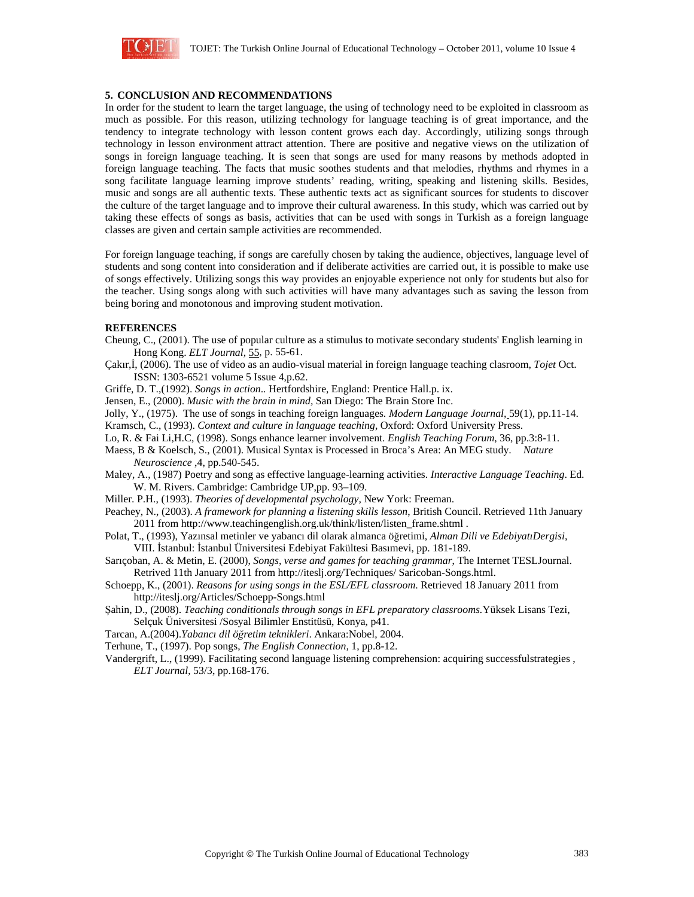## 5. CONCLUSION AND RECOMMENDATIONS

In order for the student to learn the target language, the using of technology need to be exploited in classroom as much as possible. For this reason, utilizing technology for language teaching is of great importance, and the tendency to integrate technology with lesson content grows each day. Accordingly, utilizing songs through technology in lesson environment attract attention. There are positive and negative views on the utilization of songs in foreign language teaching. It is seen that songs are used for many reasons by methods adopted in foreign language teaching. The facts that music soothes students and that melodies, rhythms and rhymes in a song facilitate language learning improve students' reading, writing, speaking and listening skills. Besides, music and songs are all authentic texts. These authentic texts act as significant sources for students to discover the culture of the target language and to improve their cultural awareness. In this study, which was carried out by taking these effects of songs as basis, activities that can be used with songs in Turkish as a foreign language classes are given and certain sample activities are recommended.

For foreign language teaching, if songs are carefully chosen by taking the audience, objectives, language level of students and song content into consideration and if deliberate activities are carried out, it is possible to make use of songs effectively. Utilizing songs this way provides an enjoyable experience not only for students but also for the teacher. Using songs along with such activities will have many advantages such as saving the lesson from being boring and monotonous and improving student motivation.

## REFERENCES

Cheung, C., (2001). The use of popular culture as a stimulus to motivate secondary students' English learning in Hong Kong. *ELT Journal*, 55, p. 55-61.

Çakır,İ, (2006). The use of video as an audio-visual material in foreign language teaching clasroom, *Tojet* Oct. ISSN: 1303-6521 volume 5 Issue 4,p.62.

Griffe, D. T.,(1992). *Songs in action*.. Hertfordshire, England: Prentice Hall.p. ix.

Jensen, E., (2000). *Music with the brain in mind*, San Diego: The Brain Store Inc.

Jolly, Y., (1975). The use of songs in teaching foreign languages. *Modern Language Journal*, 59(1), pp.11-14.

Kramsch, C., (1993). *Context and culture in language teaching*, Oxford: Oxford University Press.

Lo, R. & Fai Li,H.C, (1998). Songs enhance learner involvement. *English Teaching Forum*, 36, pp.3:8-11.

Maess, B & Koelsch, S., (2001). Musical Syntax is Processed in Broca's Area: An MEG study. *Nature Neuroscience* ,4, pp.540-545.

Maley, A., (1987) Poetry and song as effective language-learning activities. *Interactive Language Teaching*. Ed. W. M. Rivers. Cambridge: Cambridge UP,pp. 93–109.

Miller. P.H., (1993). *Theories of developmental psychology*, New York: Freeman.

Peachey, N., (2003). *A framework for planning a listening skills lesson*, British Council. Retrieved 11th January 2011 from http://www.teachingenglish.org.uk/think/listen/listen_frame.shtml .

Polat, T., (1993), Yazınsal metinler ve yabancı dil olarak almanca öğretimi, *Alman Dili ve EdebiyatıDergisi*, VIII. İstanbul: İstanbul Üniversitesi Edebiyat Fakültesi Basımevi, pp. 181-189.

Sarıçoban, A. & Metin, E. (2000), *Songs, verse and games for teaching grammar*, The Internet TESLJournal. Retrived 11th January 2011 from http://iteslj.org/Techniques/ Saricoban-Songs.html.

Schoepp, K., (2001). *Reasons for using songs in the ESL/EFL classroom*. Retrieved 18 January 2011 from http://iteslj.org/Articles/Schoepp-Songs.html

Şahin, D., (2008). *Teaching conditionals through songs in EFL preparatory classrooms.*Yüksek Lisans Tezi, Selçuk Üniversitesi /Sosyal Bilimler Enstitüsü, Konya, p41.

Tarcan, A.(2004).*Yabancı dil öğretim teknikleri*. Ankara:Nobel, 2004.

Terhune, T., (1997). Pop songs, *The English Connection*, 1, pp.8-12.

Vandergrift, L., (1999). Facilitating second language listening comprehension: acquiring successfulstrategies , *ELT Journal*, 53/3, pp.168-176.